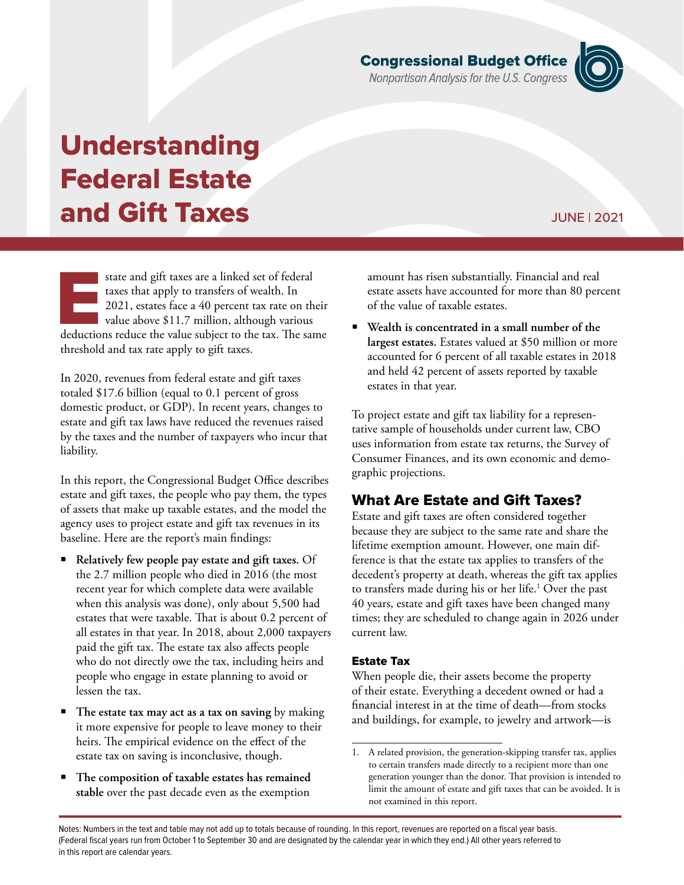Congressional Budget Office
*Nonpartisan Analysis for the U.S. Congress*

# Understanding Federal Estate and Gift Taxes

JUNE | 2021

Estate and gift taxes are a linked set of federal taxes that apply to transfers of wealth. In 2021, estates face a 40 percent tax rate on their value above $11.7 million, although various deductions reduce the value subject to the tax. The same threshold and tax rate apply to gift taxes.

In 2020, revenues from federal estate and gift taxes totaled $17.6 billion (equal to 0.1 percent of gross domestic product, or GDP). In recent years, changes to estate and gift tax laws have reduced the revenues raised by the taxes and the number of taxpayers who incur that liability.

In this report, the Congressional Budget Office describes estate and gift taxes, the people who pay them, the types of assets that make up taxable estates, and the model the agency uses to project estate and gift tax revenues in its baseline. Here are the report's main findings:

- **Relatively few people pay estate and gift taxes.** Of the 2.7 million people who died in 2016 (the most recent year for which complete data were available when this analysis was done), only about 5,500 had estates that were taxable. That is about 0.2 percent of all estates in that year. In 2018, about 2,000 taxpayers paid the gift tax. The estate tax also affects people who do not directly owe the tax, including heirs and people who engage in estate planning to avoid or lessen the tax.
- **The estate tax may act as a tax on saving** by making it more expensive for people to leave money to their heirs. The empirical evidence on the effect of the estate tax on saving is inconclusive, though.
- **The composition of taxable estates has remained stable** over the past decade even as the exemption amount has risen substantially. Financial and real estate assets have accounted for more than 80 percent of the value of taxable estates.
- **Wealth is concentrated in a small number of the largest estates.** Estates valued at $50 million or more accounted for 6 percent of all taxable estates in 2018 and held 42 percent of assets reported by taxable estates in that year.

To project estate and gift tax liability for a representative sample of households under current law, CBO uses information from estate tax returns, the Survey of Consumer Finances, and its own economic and demographic projections.

## What Are Estate and Gift Taxes?

Estate and gift taxes are often considered together because they are subject to the same rate and share the lifetime exemption amount. However, one main difference is that the estate tax applies to transfers of the decedent's property at death, whereas the gift tax applies to transfers made during his or her life.[1] Over the past 40 years, estate and gift taxes have been changed many times; they are scheduled to change again in 2026 under current law.

### Estate Tax

When people die, their assets become the property of their estate. Everything a decedent owned or had a financial interest in at the time of death—from stocks and buildings, for example, to jewelry and artwork—is

1. A related provision, the generation-skipping transfer tax, applies to certain transfers made directly to a recipient more than one generation younger than the donor. That provision is intended to limit the amount of estate and gift taxes that can be avoided. It is not examined in this report.

Notes: Numbers in the text and table may not add up to totals because of rounding. In this report, revenues are reported on a fiscal year basis. (Federal fiscal years run from October 1 to September 30 and are designated by the calendar year in which they end.) All other years referred to in this report are calendar years.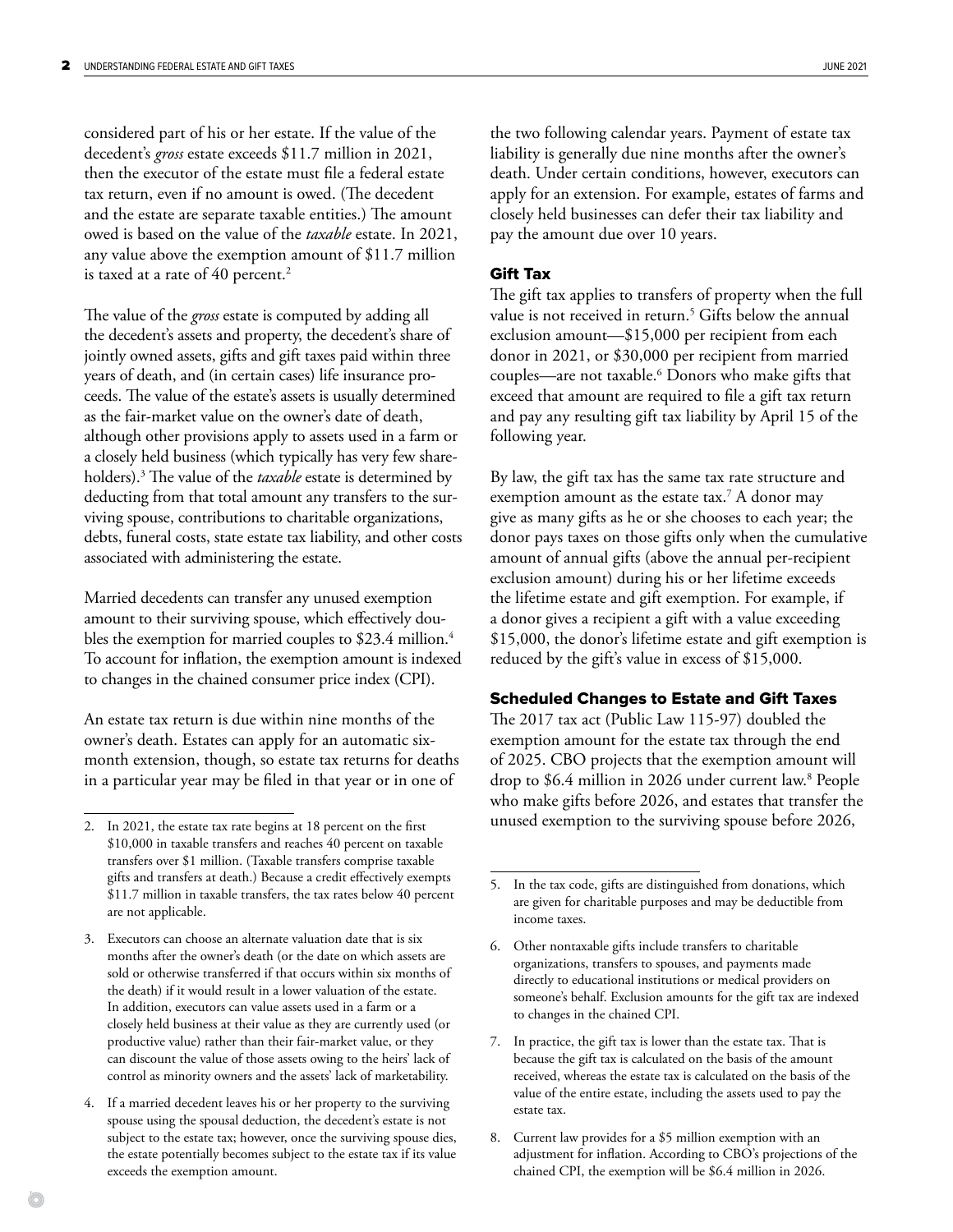considered part of his or her estate. If the value of the decedent's *gross* estate exceeds $11.7 million in 2021, then the executor of the estate must file a federal estate tax return, even if no amount is owed. (The decedent and the estate are separate taxable entities.) The amount owed is based on the value of the *taxable* estate. In 2021, any value above the exemption amount of $11.7 million is taxed at a rate of 40 percent.[2]

The value of the *gross* estate is computed by adding all the decedent's assets and property, the decedent's share of jointly owned assets, gifts and gift taxes paid within three years of death, and (in certain cases) life insurance proceeds. The value of the estate's assets is usually determined as the fair-market value on the owner's date of death, although other provisions apply to assets used in a farm or a closely held business (which typically has very few shareholders).[3] The value of the *taxable* estate is determined by deducting from that total amount any transfers to the surviving spouse, contributions to charitable organizations, debts, funeral costs, state estate tax liability, and other costs associated with administering the estate.

Married decedents can transfer any unused exemption amount to their surviving spouse, which effectively doubles the exemption for married couples to $23.4 million.[4] To account for inflation, the exemption amount is indexed to changes in the chained consumer price index (CPI).

An estate tax return is due within nine months of the owner's death. Estates can apply for an automatic six-month extension, though, so estate tax returns for deaths in a particular year may be filed in that year or in one of the two following calendar years. Payment of estate tax liability is generally due nine months after the owner's death. Under certain conditions, however, executors can apply for an extension. For example, estates of farms and closely held businesses can defer their tax liability and pay the amount due over 10 years.

## Gift Tax

The gift tax applies to transfers of property when the full value is not received in return.[5] Gifts below the annual exclusion amount—$15,000 per recipient from each donor in 2021, or $30,000 per recipient from married couples—are not taxable.[6] Donors who make gifts that exceed that amount are required to file a gift tax return and pay any resulting gift tax liability by April 15 of the following year.

By law, the gift tax has the same tax rate structure and exemption amount as the estate tax.[7] A donor may give as many gifts as he or she chooses to each year; the donor pays taxes on those gifts only when the cumulative amount of annual gifts (above the annual per-recipient exclusion amount) during his or her lifetime exceeds the lifetime estate and gift exemption. For example, if a donor gives a recipient a gift with a value exceeding $15,000, the donor's lifetime estate and gift exemption is reduced by the gift's value in excess of $15,000.

## Scheduled Changes to Estate and Gift Taxes

The 2017 tax act (Public Law 115-97) doubled the exemption amount for the estate tax through the end of 2025. CBO projects that the exemption amount will drop to $6.4 million in 2026 under current law.[8] People who make gifts before 2026, and estates that transfer the unused exemption to the surviving spouse before 2026,

---

2. In 2021, the estate tax rate begins at 18 percent on the first $10,000 in taxable transfers and reaches 40 percent on taxable transfers over $1 million. (Taxable transfers comprise taxable gifts and transfers at death.) Because a credit effectively exempts $11.7 million in taxable transfers, the tax rates below 40 percent are not applicable.

3. Executors can choose an alternate valuation date that is six months after the owner's death (or the date on which assets are sold or otherwise transferred if that occurs within six months of the death) if it would result in a lower valuation of the estate. In addition, executors can value assets used in a farm or a closely held business at their value as they are currently used (or productive value) rather than their fair-market value, or they can discount the value of those assets owing to the heirs' lack of control as minority owners and the assets' lack of marketability.

4. If a married decedent leaves his or her property to the surviving spouse using the spousal deduction, the decedent's estate is not subject to the estate tax; however, once the surviving spouse dies, the estate potentially becomes subject to the estate tax if its value exceeds the exemption amount.

5. In the tax code, gifts are distinguished from donations, which are given for charitable purposes and may be deductible from income taxes.

6. Other nontaxable gifts include transfers to charitable organizations, transfers to spouses, and payments made directly to educational institutions or medical providers on someone's behalf. Exclusion amounts for the gift tax are indexed to changes in the chained CPI.

7. In practice, the gift tax is lower than the estate tax. That is because the gift tax is calculated on the basis of the amount received, whereas the estate tax is calculated on the basis of the value of the entire estate, including the assets used to pay the estate tax.

8. Current law provides for a $5 million exemption with an adjustment for inflation. According to CBO's projections of the chained CPI, the exemption will be $6.4 million in 2026.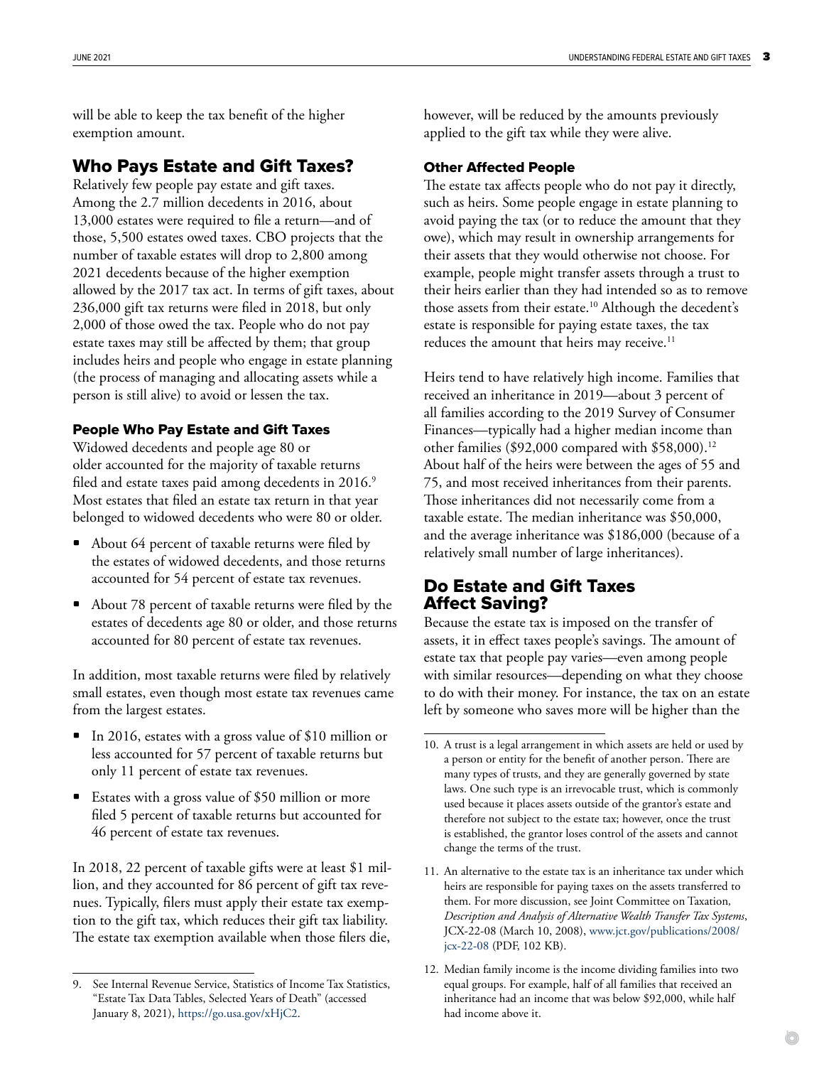will be able to keep the tax benefit of the higher exemption amount.

## Who Pays Estate and Gift Taxes?

Relatively few people pay estate and gift taxes. Among the 2.7 million decedents in 2016, about 13,000 estates were required to file a return—and of those, 5,500 estates owed taxes. CBO projects that the number of taxable estates will drop to 2,800 among 2021 decedents because of the higher exemption allowed by the 2017 tax act. In terms of gift taxes, about 236,000 gift tax returns were filed in 2018, but only 2,000 of those owed the tax. People who do not pay estate taxes may still be affected by them; that group includes heirs and people who engage in estate planning (the process of managing and allocating assets while a person is still alive) to avoid or lessen the tax.

### People Who Pay Estate and Gift Taxes

Widowed decedents and people age 80 or older accounted for the majority of taxable returns filed and estate taxes paid among decedents in 2016.[9] Most estates that filed an estate tax return in that year belonged to widowed decedents who were 80 or older.

- About 64 percent of taxable returns were filed by the estates of widowed decedents, and those returns accounted for 54 percent of estate tax revenues.
- About 78 percent of taxable returns were filed by the estates of decedents age 80 or older, and those returns accounted for 80 percent of estate tax revenues.

In addition, most taxable returns were filed by relatively small estates, even though most estate tax revenues came from the largest estates.

- In 2016, estates with a gross value of $10 million or less accounted for 57 percent of taxable returns but only 11 percent of estate tax revenues.
- Estates with a gross value of $50 million or more filed 5 percent of taxable returns but accounted for 46 percent of estate tax revenues.

In 2018, 22 percent of taxable gifts were at least $1 million, and they accounted for 86 percent of gift tax revenues. Typically, filers must apply their estate tax exemption to the gift tax, which reduces their gift tax liability. The estate tax exemption available when those filers die, however, will be reduced by the amounts previously applied to the gift tax while they were alive.

### Other Affected People

The estate tax affects people who do not pay it directly, such as heirs. Some people engage in estate planning to avoid paying the tax (or to reduce the amount that they owe), which may result in ownership arrangements for their assets that they would otherwise not choose. For example, people might transfer assets through a trust to their heirs earlier than they had intended so as to remove those assets from their estate.[10] Although the decedent's estate is responsible for paying estate taxes, the tax reduces the amount that heirs may receive.[11]

Heirs tend to have relatively high income. Families that received an inheritance in 2019—about 3 percent of all families according to the 2019 Survey of Consumer Finances—typically had a higher median income than other families ($92,000 compared with $58,000).[12] About half of the heirs were between the ages of 55 and 75, and most received inheritances from their parents. Those inheritances did not necessarily come from a taxable estate. The median inheritance was $50,000, and the average inheritance was $186,000 (because of a relatively small number of large inheritances).

## Do Estate and Gift Taxes Affect Saving?

Because the estate tax is imposed on the transfer of assets, it in effect taxes people's savings. The amount of estate tax that people pay varies—even among people with similar resources—depending on what they choose to do with their money. For instance, the tax on an estate left by someone who saves more will be higher than the

---

9. See Internal Revenue Service, Statistics of Income Tax Statistics, "Estate Tax Data Tables, Selected Years of Death" (accessed January 8, 2021), https://go.usa.gov/xHjC2.

10. A trust is a legal arrangement in which assets are held or used by a person or entity for the benefit of another person. There are many types of trusts, and they are generally governed by state laws. One such type is an irrevocable trust, which is commonly used because it places assets outside of the grantor's estate and therefore not subject to the estate tax; however, once the trust is established, the grantor loses control of the assets and cannot change the terms of the trust.

11. An alternative to the estate tax is an inheritance tax under which heirs are responsible for paying taxes on the assets transferred to them. For more discussion, see Joint Committee on Taxation, *Description and Analysis of Alternative Wealth Transfer Tax Systems*, JCX-22-08 (March 10, 2008), www.jct.gov/publications/2008/jcx-22-08 (PDF, 102 KB).

12. Median family income is the income dividing families into two equal groups. For example, half of all families that received an inheritance had an income that was below $92,000, while half had income above it.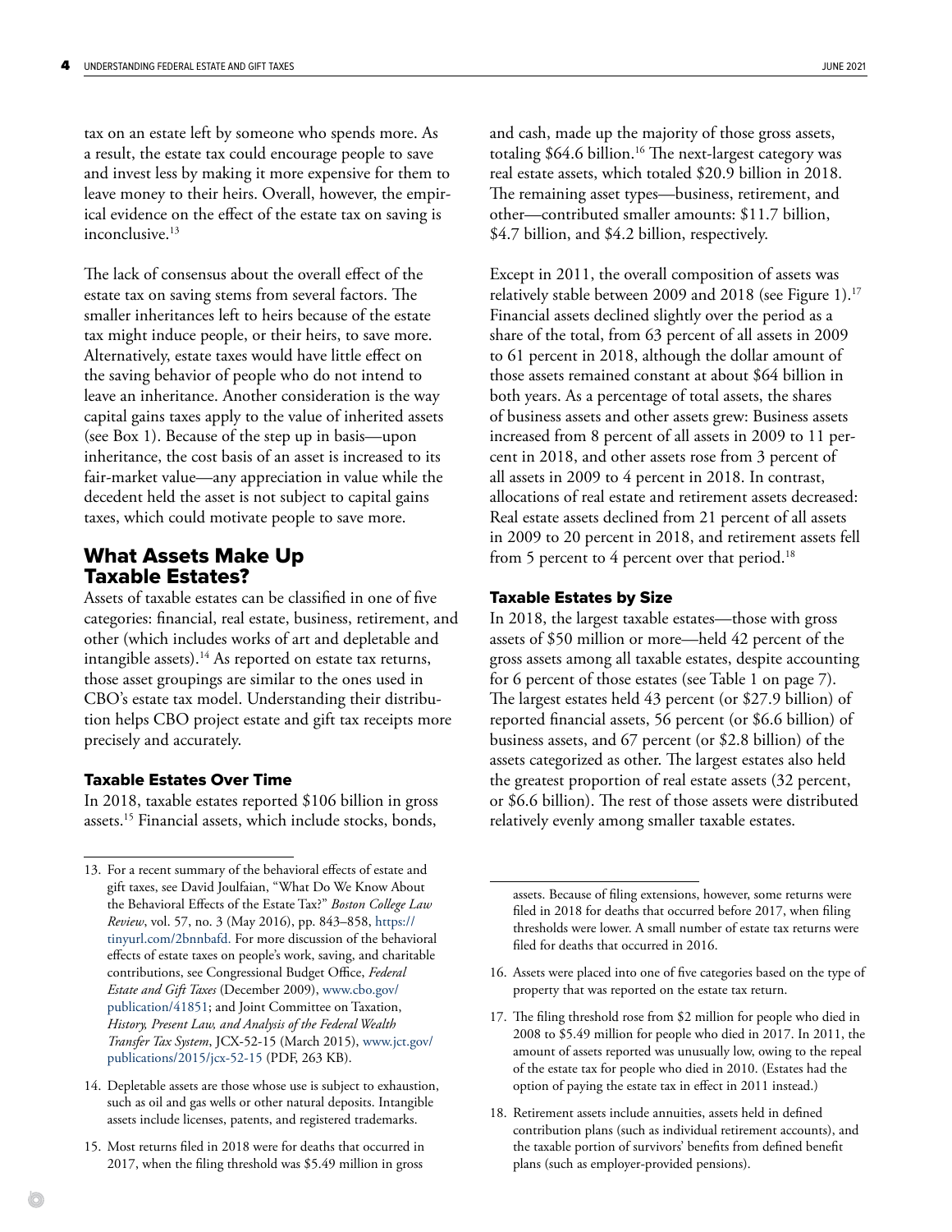tax on an estate left by someone who spends more. As a result, the estate tax could encourage people to save and invest less by making it more expensive for them to leave money to their heirs. Overall, however, the empirical evidence on the effect of the estate tax on saving is inconclusive.[13]

The lack of consensus about the overall effect of the estate tax on saving stems from several factors. The smaller inheritances left to heirs because of the estate tax might induce people, or their heirs, to save more. Alternatively, estate taxes would have little effect on the saving behavior of people who do not intend to leave an inheritance. Another consideration is the way capital gains taxes apply to the value of inherited assets (see Box 1). Because of the step up in basis—upon inheritance, the cost basis of an asset is increased to its fair-market value—any appreciation in value while the decedent held the asset is not subject to capital gains taxes, which could motivate people to save more.

## What Assets Make Up Taxable Estates?

Assets of taxable estates can be classified in one of five categories: financial, real estate, business, retirement, and other (which includes works of art and depletable and intangible assets).[14] As reported on estate tax returns, those asset groupings are similar to the ones used in CBO's estate tax model. Understanding their distribution helps CBO project estate and gift tax receipts more precisely and accurately.

### Taxable Estates Over Time

In 2018, taxable estates reported $106 billion in gross assets.[15] Financial assets, which include stocks, bonds, and cash, made up the majority of those gross assets, totaling $64.6 billion.[16] The next-largest category was real estate assets, which totaled $20.9 billion in 2018. The remaining asset types—business, retirement, and other—contributed smaller amounts: $11.7 billion, $4.7 billion, and $4.2 billion, respectively.

Except in 2011, the overall composition of assets was relatively stable between 2009 and 2018 (see Figure 1).[17] Financial assets declined slightly over the period as a share of the total, from 63 percent of all assets in 2009 to 61 percent in 2018, although the dollar amount of those assets remained constant at about $64 billion in both years. As a percentage of total assets, the shares of business assets and other assets grew: Business assets increased from 8 percent of all assets in 2009 to 11 percent in 2018, and other assets rose from 3 percent of all assets in 2009 to 4 percent in 2018. In contrast, allocations of real estate and retirement assets decreased: Real estate assets declined from 21 percent of all assets in 2009 to 20 percent in 2018, and retirement assets fell from 5 percent to 4 percent over that period.[18]

### Taxable Estates by Size

In 2018, the largest taxable estates—those with gross assets of $50 million or more—held 42 percent of the gross assets among all taxable estates, despite accounting for 6 percent of those estates (see Table 1 on page 7). The largest estates held 43 percent (or $27.9 billion) of reported financial assets, 56 percent (or $6.6 billion) of business assets, and 67 percent (or $2.8 billion) of the assets categorized as other. The largest estates also held the greatest proportion of real estate assets (32 percent, or $6.6 billion). The rest of those assets were distributed relatively evenly among smaller taxable estates.

---

13. For a recent summary of the behavioral effects of estate and gift taxes, see David Joulfaian, "What Do We Know About the Behavioral Effects of the Estate Tax?" *Boston College Law Review*, vol. 57, no. 3 (May 2016), pp. 843–858, https://tinyurl.com/2bnnbafd. For more discussion of the behavioral effects of estate taxes on people's work, saving, and charitable contributions, see Congressional Budget Office, *Federal Estate and Gift Taxes* (December 2009), www.cbo.gov/publication/41851; and Joint Committee on Taxation, *History, Present Law, and Analysis of the Federal Wealth Transfer Tax System*, JCX-52-15 (March 2015), www.jct.gov/publications/2015/jcx-52-15 (PDF, 263 KB).

14. Depletable assets are those whose use is subject to exhaustion, such as oil and gas wells or other natural deposits. Intangible assets include licenses, patents, and registered trademarks.

15. Most returns filed in 2018 were for deaths that occurred in 2017, when the filing threshold was $5.49 million in gross assets. Because of filing extensions, however, some returns were filed in 2018 for deaths that occurred before 2017, when filing thresholds were lower. A small number of estate tax returns were filed for deaths that occurred in 2016.

16. Assets were placed into one of five categories based on the type of property that was reported on the estate tax return.

17. The filing threshold rose from $2 million for people who died in 2008 to $5.49 million for people who died in 2017. In 2011, the amount of assets reported was unusually low, owing to the repeal of the estate tax for people who died in 2010. (Estates had the option of paying the estate tax in effect in 2011 instead.)

18. Retirement assets include annuities, assets held in defined contribution plans (such as individual retirement accounts), and the taxable portion of survivors' benefits from defined benefit plans (such as employer-provided pensions).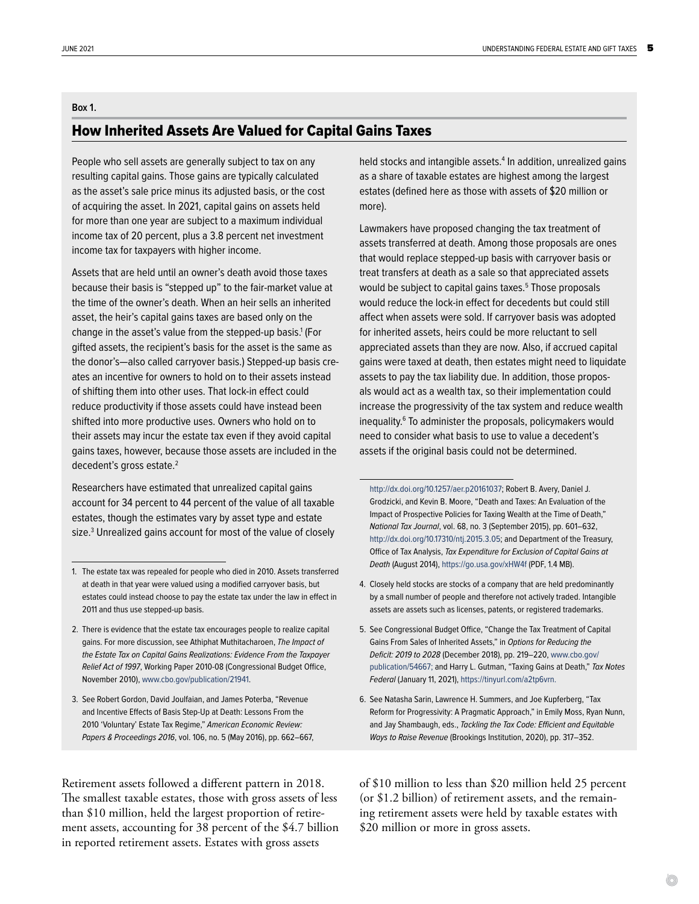**Box 1.**

## How Inherited Assets Are Valued for Capital Gains Taxes

People who sell assets are generally subject to tax on any resulting capital gains. Those gains are typically calculated as the asset's sale price minus its adjusted basis, or the cost of acquiring the asset. In 2021, capital gains on assets held for more than one year are subject to a maximum individual income tax of 20 percent, plus a 3.8 percent net investment income tax for taxpayers with higher income.

Assets that are held until an owner's death avoid those taxes because their basis is "stepped up" to the fair-market value at the time of the owner's death. When an heir sells an inherited asset, the heir's capital gains taxes are based only on the change in the asset's value from the stepped-up basis.[1] (For gifted assets, the recipient's basis for the asset is the same as the donor's—also called carryover basis.) Stepped-up basis creates an incentive for owners to hold on to their assets instead of shifting them into other uses. That lock-in effect could reduce productivity if those assets could have instead been shifted into more productive uses. Owners who hold on to their assets may incur the estate tax even if they avoid capital gains taxes, however, because those assets are included in the decedent's gross estate.[2]

Researchers have estimated that unrealized capital gains account for 34 percent to 44 percent of the value of all taxable estates, though the estimates vary by asset type and estate size.[3] Unrealized gains account for most of the value of closely held stocks and intangible assets.[4] In addition, unrealized gains as a share of taxable estates are highest among the largest estates (defined here as those with assets of $20 million or more).

Lawmakers have proposed changing the tax treatment of assets transferred at death. Among those proposals are ones that would replace stepped-up basis with carryover basis or treat transfers at death as a sale so that appreciated assets would be subject to capital gains taxes.[5] Those proposals would reduce the lock-in effect for decedents but could still affect when assets were sold. If carryover basis was adopted for inherited assets, heirs could be more reluctant to sell appreciated assets than they are now. Also, if accrued capital gains were taxed at death, then estates might need to liquidate assets to pay the tax liability due. In addition, those proposals would act as a wealth tax, so their implementation could increase the progressivity of the tax system and reduce wealth inequality.[6] To administer the proposals, policymakers would need to consider what basis to use to value a decedent's assets if the original basis could not be determined.

1. The estate tax was repealed for people who died in 2010. Assets transferred at death in that year were valued using a modified carryover basis, but estates could instead choose to pay the estate tax under the law in effect in 2011 and thus use stepped-up basis.

2. There is evidence that the estate tax encourages people to realize capital gains. For more discussion, see Athiphat Muthitacharoen, *The Impact of the Estate Tax on Capital Gains Realizations: Evidence From the Taxpayer Relief Act of 1997*, Working Paper 2010-08 (Congressional Budget Office, November 2010), www.cbo.gov/publication/21941.

3. See Robert Gordon, David Joulfaian, and James Poterba, "Revenue and Incentive Effects of Basis Step-Up at Death: Lessons From the 2010 'Voluntary' Estate Tax Regime," *American Economic Review: Papers & Proceedings 2016*, vol. 106, no. 5 (May 2016), pp. 662–667, http://dx.doi.org/10.1257/aer.p20161037; Robert B. Avery, Daniel J. Grodzicki, and Kevin B. Moore, "Death and Taxes: An Evaluation of the Impact of Prospective Policies for Taxing Wealth at the Time of Death," *National Tax Journal*, vol. 68, no. 3 (September 2015), pp. 601–632, http://dx.doi.org/10.17310/ntj.2015.3.05; and Department of the Treasury, Office of Tax Analysis, *Tax Expenditure for Exclusion of Capital Gains at Death* (August 2014), https://go.usa.gov/xHW4f (PDF, 1.4 MB).

4. Closely held stocks are stocks of a company that are held predominantly by a small number of people and therefore not actively traded. Intangible assets are assets such as licenses, patents, or registered trademarks.

5. See Congressional Budget Office, "Change the Tax Treatment of Capital Gains From Sales of Inherited Assets," in *Options for Reducing the Deficit: 2019 to 2028* (December 2018), pp. 219–220, www.cbo.gov/publication/54667; and Harry L. Gutman, "Taxing Gains at Death," *Tax Notes Federal* (January 11, 2021), https://tinyurl.com/a2tp6vrn.

6. See Natasha Sarin, Lawrence H. Summers, and Joe Kupferberg, "Tax Reform for Progressivity: A Pragmatic Approach," in Emily Moss, Ryan Nunn, and Jay Shambaugh, eds., *Tackling the Tax Code: Efficient and Equitable Ways to Raise Revenue* (Brookings Institution, 2020), pp. 317–352.

---

Retirement assets followed a different pattern in 2018. The smallest taxable estates, those with gross assets of less than $10 million, held the largest proportion of retirement assets, accounting for 38 percent of the $4.7 billion in reported retirement assets. Estates with gross assets of $10 million to less than $20 million held 25 percent (or $1.2 billion) of retirement assets, and the remaining retirement assets were held by taxable estates with $20 million or more in gross assets.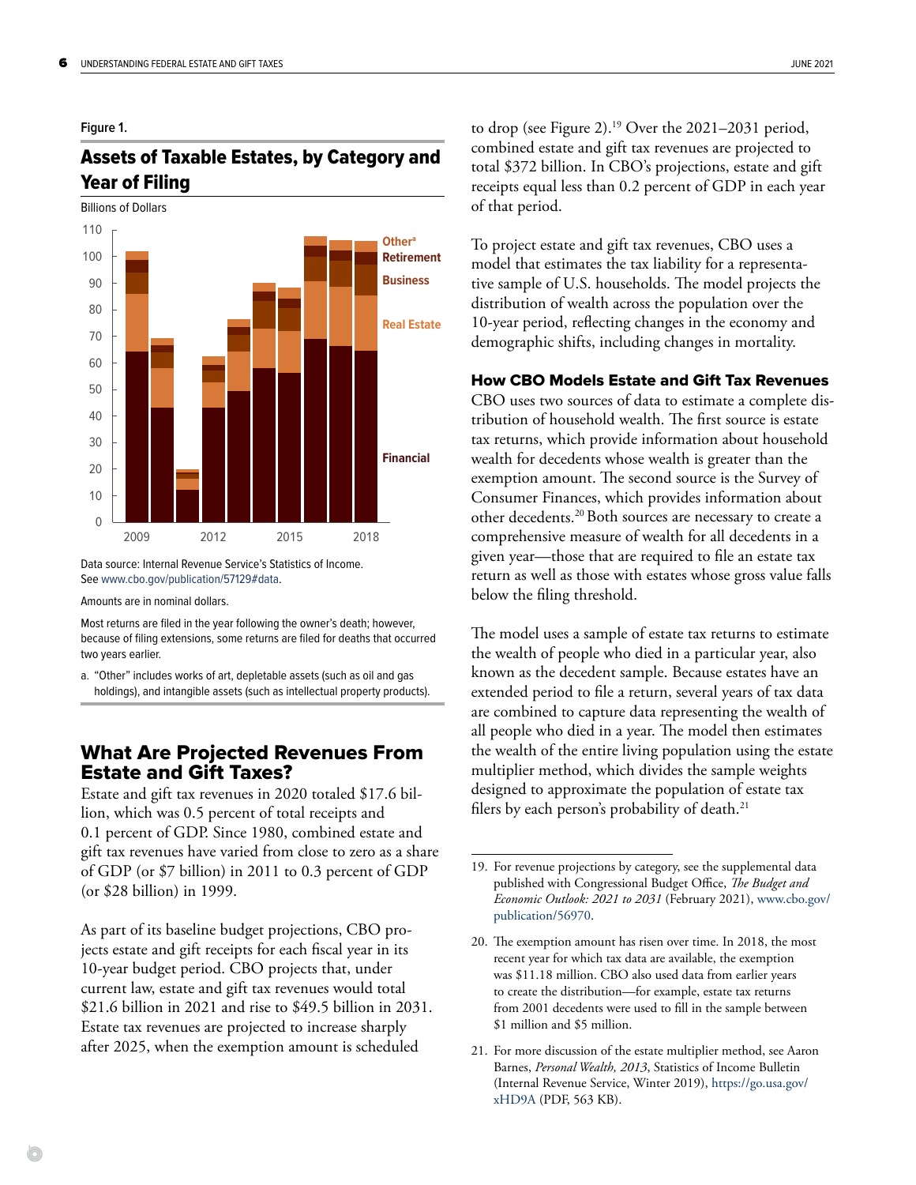Figure 1.

## Assets of Taxable Estates, by Category and Year of Filing

Billions of Dollars

Data source: Internal Revenue Service's Statistics of Income. See www.cbo.gov/publication/57129#data.

Amounts are in nominal dollars.

Most returns are filed in the year following the owner's death; however, because of filing extensions, some returns are filed for deaths that occurred two years earlier.

a. "Other" includes works of art, depletable assets (such as oil and gas holdings), and intangible assets (such as intellectual property products).

## What Are Projected Revenues From Estate and Gift Taxes?

Estate and gift tax revenues in 2020 totaled $17.6 billion, which was 0.5 percent of total receipts and 0.1 percent of GDP. Since 1980, combined estate and gift tax revenues have varied from close to zero as a share of GDP (or $7 billion) in 2011 to 0.3 percent of GDP (or $28 billion) in 1999.

As part of its baseline budget projections, CBO projects estate and gift receipts for each fiscal year in its 10-year budget period. CBO projects that, under current law, estate and gift tax revenues would total $21.6 billion in 2021 and rise to $49.5 billion in 2031. Estate tax revenues are projected to increase sharply after 2025, when the exemption amount is scheduled to drop (see Figure 2).[19] Over the 2021–2031 period, combined estate and gift tax revenues are projected to total $372 billion. In CBO's projections, estate and gift receipts equal less than 0.2 percent of GDP in each year of that period.

To project estate and gift tax revenues, CBO uses a model that estimates the tax liability for a representative sample of U.S. households. The model projects the distribution of wealth across the population over the 10-year period, reflecting changes in the economy and demographic shifts, including changes in mortality.

### How CBO Models Estate and Gift Tax Revenues

CBO uses two sources of data to estimate a complete distribution of household wealth. The first source is estate tax returns, which provide information about household wealth for decedents whose wealth is greater than the exemption amount. The second source is the Survey of Consumer Finances, which provides information about other decedents.[20] Both sources are necessary to create a comprehensive measure of wealth for all decedents in a given year—those that are required to file an estate tax return as well as those with estates whose gross value falls below the filing threshold.

The model uses a sample of estate tax returns to estimate the wealth of people who died in a particular year, also known as the decedent sample. Because estates have an extended period to file a return, several years of tax data are combined to capture data representing the wealth of all people who died in a year. The model then estimates the wealth of the entire living population using the estate multiplier method, which divides the sample weights designed to approximate the population of estate tax filers by each person's probability of death.[21]

---

19. For revenue projections by category, see the supplemental data published with Congressional Budget Office, *The Budget and Economic Outlook: 2021 to 2031* (February 2021), www.cbo.gov/publication/56970.

20. The exemption amount has risen over time. In 2018, the most recent year for which tax data are available, the exemption was $11.18 million. CBO also used data from earlier years to create the distribution—for example, estate tax returns from 2001 decedents were used to fill in the sample between $1 million and $5 million.

21. For more discussion of the estate multiplier method, see Aaron Barnes, *Personal Wealth, 2013*, Statistics of Income Bulletin (Internal Revenue Service, Winter 2019), https://go.usa.gov/xHD9A (PDF, 563 KB).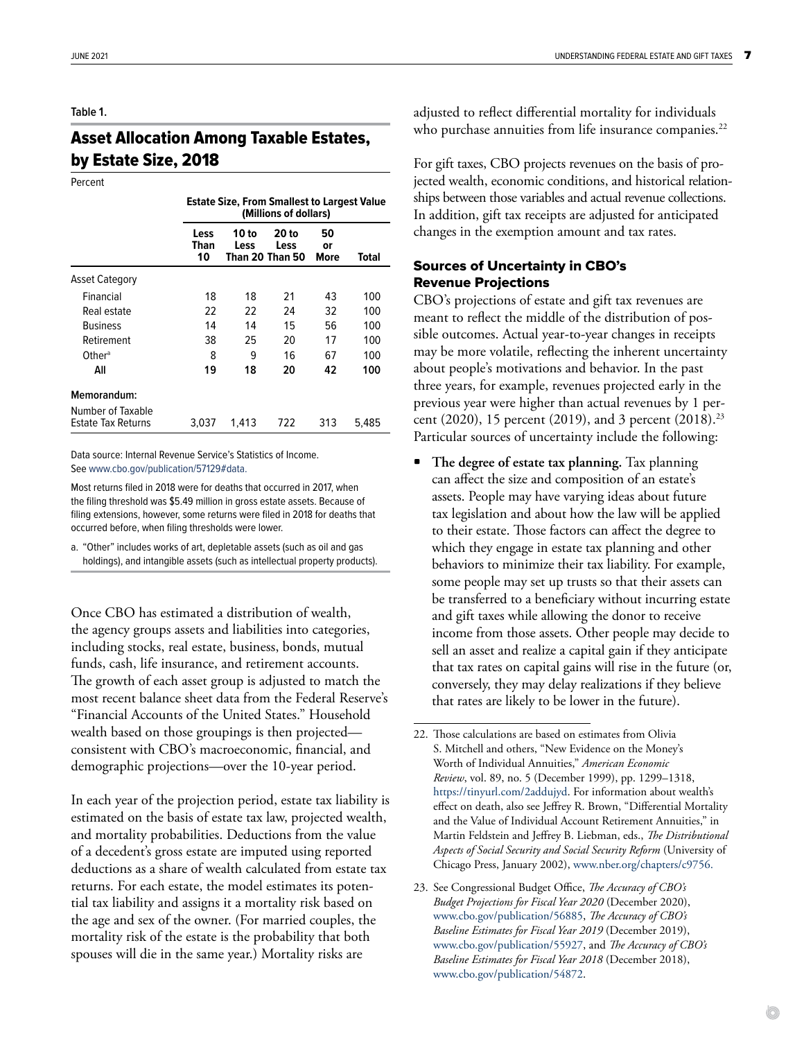Table 1.

## Asset Allocation Among Taxable Estates, by Estate Size, 2018

Percent

| | Estate Size, From Smallest to Largest Value (Millions of dollars) | | | | |
|---|---|---|---|---|---|
| | Less Than 10 | 10 to Less Than 20 | 20 to Less Than 50 | 50 or More | Total |
| Asset Category | | | | | |
| Financial | 18 | 18 | 21 | 43 | 100 |
| Real estate | 22 | 22 | 24 | 32 | 100 |
| Business | 14 | 14 | 15 | 56 | 100 |
| Retirement | 38 | 25 | 20 | 17 | 100 |
| Other[a] | 8 | 9 | 16 | 67 | 100 |
| **All** | **19** | **18** | **20** | **42** | **100** |
| **Memorandum:** | | | | | |
| Number of Taxable Estate Tax Returns | 3,037 | 1,413 | 722 | 313 | 5,485 |

Data source: Internal Revenue Service's Statistics of Income. See www.cbo.gov/publication/57129#data.

Most returns filed in 2018 were for deaths that occurred in 2017, when the filing threshold was $5.49 million in gross estate assets. Because of filing extensions, however, some returns were filed in 2018 for deaths that occurred before, when filing thresholds were lower.

a. "Other" includes works of art, depletable assets (such as oil and gas holdings), and intangible assets (such as intellectual property products).

Once CBO has estimated a distribution of wealth, the agency groups assets and liabilities into categories, including stocks, real estate, business, bonds, mutual funds, cash, life insurance, and retirement accounts. The growth of each asset group is adjusted to match the most recent balance sheet data from the Federal Reserve's "Financial Accounts of the United States." Household wealth based on those groupings is then projected—consistent with CBO's macroeconomic, financial, and demographic projections—over the 10-year period.

In each year of the projection period, estate tax liability is estimated on the basis of estate tax law, projected wealth, and mortality probabilities. Deductions from the value of a decedent's gross estate are imputed using reported deductions as a share of wealth calculated from estate tax returns. For each estate, the model estimates its potential tax liability and assigns it a mortality risk based on the age and sex of the owner. (For married couples, the mortality risk of the estate is the probability that both spouses will die in the same year.) Mortality risks are adjusted to reflect differential mortality for individuals who purchase annuities from life insurance companies.[22]

For gift taxes, CBO projects revenues on the basis of projected wealth, economic conditions, and historical relationships between those variables and actual revenue collections. In addition, gift tax receipts are adjusted for anticipated changes in the exemption amount and tax rates.

### Sources of Uncertainty in CBO's Revenue Projections

CBO's projections of estate and gift tax revenues are meant to reflect the middle of the distribution of possible outcomes. Actual year-to-year changes in receipts may be more volatile, reflecting the inherent uncertainty about people's motivations and behavior. In the past three years, for example, revenues projected early in the previous year were higher than actual revenues by 1 percent (2020), 15 percent (2019), and 3 percent (2018).[23] Particular sources of uncertainty include the following:

- **The degree of estate tax planning.** Tax planning can affect the size and composition of an estate's assets. People may have varying ideas about future tax legislation and about how the law will be applied to their estate. Those factors can affect the degree to which they engage in estate tax planning and other behaviors to minimize their tax liability. For example, some people may set up trusts so that their assets can be transferred to a beneficiary without incurring estate and gift taxes while allowing the donor to receive income from those assets. Other people may decide to sell an asset and realize a capital gain if they anticipate that tax rates on capital gains will rise in the future (or, conversely, they may delay realizations if they believe that rates are likely to be lower in the future).

22. Those calculations are based on estimates from Olivia S. Mitchell and others, "New Evidence on the Money's Worth of Individual Annuities," *American Economic Review*, vol. 89, no. 5 (December 1999), pp. 1299–1318, https://tinyurl.com/2addujyd. For information about wealth's effect on death, also see Jeffrey R. Brown, "Differential Mortality and the Value of Individual Account Retirement Annuities," in Martin Feldstein and Jeffrey B. Liebman, eds., *The Distributional Aspects of Social Security and Social Security Reform* (University of Chicago Press, January 2002), www.nber.org/chapters/c9756.

23. See Congressional Budget Office, *The Accuracy of CBO's Budget Projections for Fiscal Year 2020* (December 2020), www.cbo.gov/publication/56885, *The Accuracy of CBO's Baseline Estimates for Fiscal Year 2019* (December 2019), www.cbo.gov/publication/55927, and *The Accuracy of CBO's Baseline Estimates for Fiscal Year 2018* (December 2018), www.cbo.gov/publication/54872.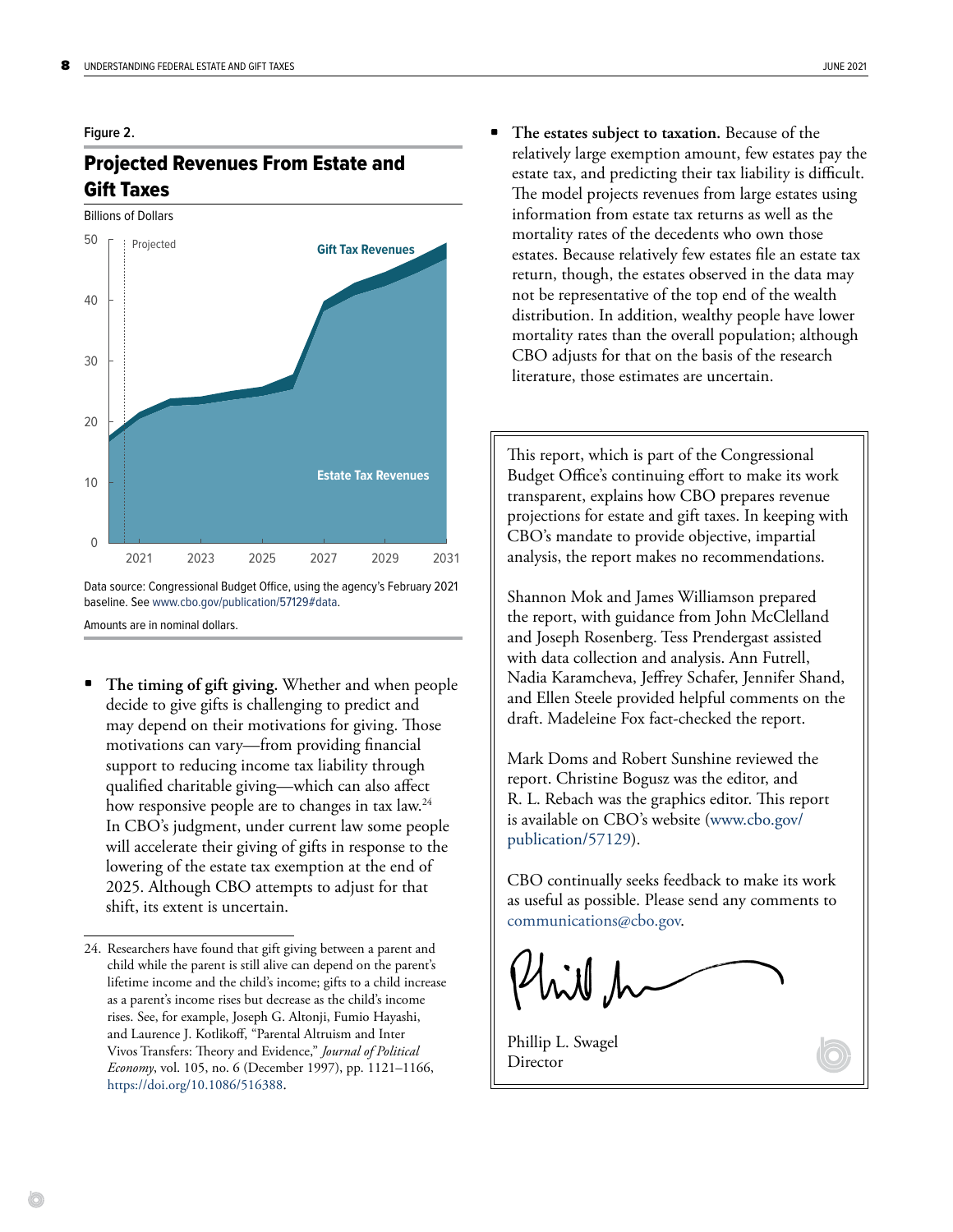Figure 2.

## Projected Revenues From Estate and Gift Taxes

Billions of Dollars

50
40
30
20
10
0

Projected

Gift Tax Revenues

Estate Tax Revenues

2021 2023 2025 2027 2029 2031

Data source: Congressional Budget Office, using the agency's February 2021 baseline. See www.cbo.gov/publication/57129#data.

Amounts are in nominal dollars.

- **The timing of gift giving.** Whether and when people decide to give gifts is challenging to predict and may depend on their motivations for giving. Those motivations can vary—from providing financial support to reducing income tax liability through qualified charitable giving—which can also affect how responsive people are to changes in tax law.[24] In CBO's judgment, under current law some people will accelerate their giving of gifts in response to the lowering of the estate tax exemption at the end of 2025. Although CBO attempts to adjust for that shift, its extent is uncertain.

- **The estates subject to taxation.** Because of the relatively large exemption amount, few estates pay the estate tax, and predicting their tax liability is difficult. The model projects revenues from large estates using information from estate tax returns as well as the mortality rates of the decedents who own those estates. Because relatively few estates file an estate tax return, though, the estates observed in the data may not be representative of the top end of the wealth distribution. In addition, wealthy people have lower mortality rates than the overall population; although CBO adjusts for that on the basis of the research literature, those estimates are uncertain.

This report, which is part of the Congressional Budget Office's continuing effort to make its work transparent, explains how CBO prepares revenue projections for estate and gift taxes. In keeping with CBO's mandate to provide objective, impartial analysis, the report makes no recommendations.

Shannon Mok and James Williamson prepared the report, with guidance from John McClelland and Joseph Rosenberg. Tess Prendergast assisted with data collection and analysis. Ann Futrell, Nadia Karamcheva, Jeffrey Schafer, Jennifer Shand, and Ellen Steele provided helpful comments on the draft. Madeleine Fox fact-checked the report.

Mark Doms and Robert Sunshine reviewed the report. Christine Bogusz was the editor, and R. L. Rebach was the graphics editor. This report is available on CBO's website (www.cbo.gov/publication/57129).

CBO continually seeks feedback to make its work as useful as possible. Please send any comments to communications@cbo.gov.

Phillip L. Swagel
Director

24. Researchers have found that gift giving between a parent and child while the parent is still alive can depend on the parent's lifetime income and the child's income; gifts to a child increase as a parent's income rises but decrease as the child's income rises. See, for example, Joseph G. Altonji, Fumio Hayashi, and Laurence J. Kotlikoff, "Parental Altruism and Inter Vivos Transfers: Theory and Evidence," *Journal of Political Economy*, vol. 105, no. 6 (December 1997), pp. 1121–1166, https://doi.org/10.1086/516388.